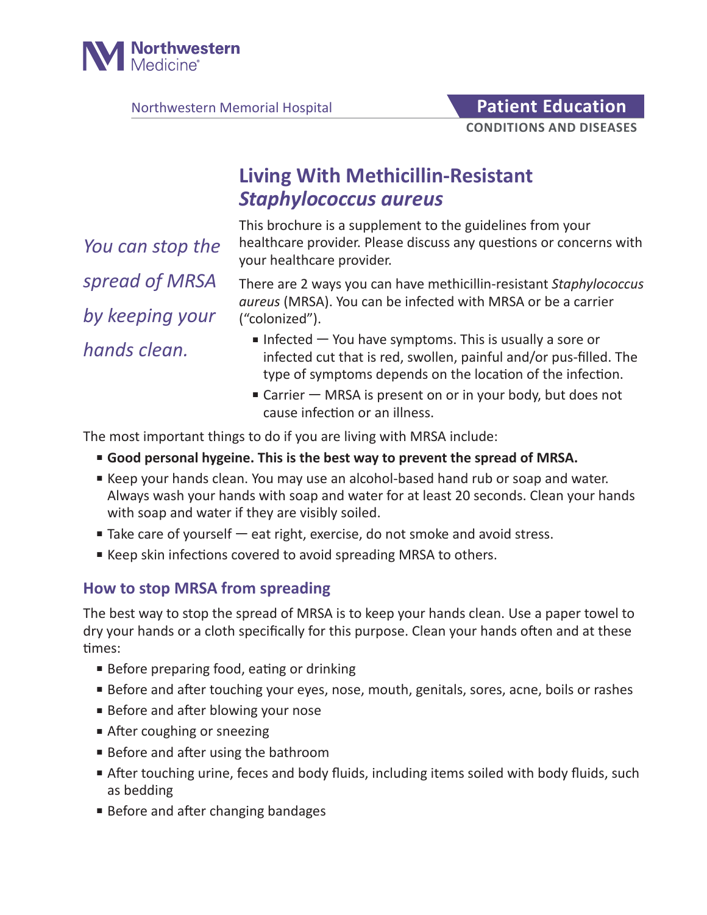Northwestern Medicine

Northwestern Memorial Hospital

**Patient Education**

**CONDITIONS AND DISEASES**

# Living With Methicillin-Resistant *Staphylococcus aureus*

*You can stop the spread of MRSA by keeping your hands clean.*

This brochure is a supplement to the guidelines from your healthcare provider. Please discuss any questions or concerns with your healthcare provider.

There are 2 ways you can have methicillin-resistant *Staphylococcus aureus* (MRSA). You can be infected with MRSA or be a carrier ("colonized").

- Infected — You have symptoms. This is usually a sore or infected cut that is red, swollen, painful and/or pus-filled. The type of symptoms depends on the location of the infection.
- Carrier — MRSA is present on or in your body, but does not cause infection or an illness.

The most important things to do if you are living with MRSA include:

- **Good personal hygeine. This is the best way to prevent the spread of MRSA.**
- Keep your hands clean. You may use an alcohol-based hand rub or soap and water. Always wash your hands with soap and water for at least 20 seconds. Clean your hands with soap and water if they are visibly soiled.
- Take care of yourself — eat right, exercise, do not smoke and avoid stress.
- Keep skin infections covered to avoid spreading MRSA to others.

## How to stop MRSA from spreading

The best way to stop the spread of MRSA is to keep your hands clean. Use a paper towel to dry your hands or a cloth specifically for this purpose. Clean your hands often and at these times:

- Before preparing food, eating or drinking
- Before and after touching your eyes, nose, mouth, genitals, sores, acne, boils or rashes
- Before and after blowing your nose
- After coughing or sneezing
- Before and after using the bathroom
- After touching urine, feces and body fluids, including items soiled with body fluids, such as bedding
- Before and after changing bandages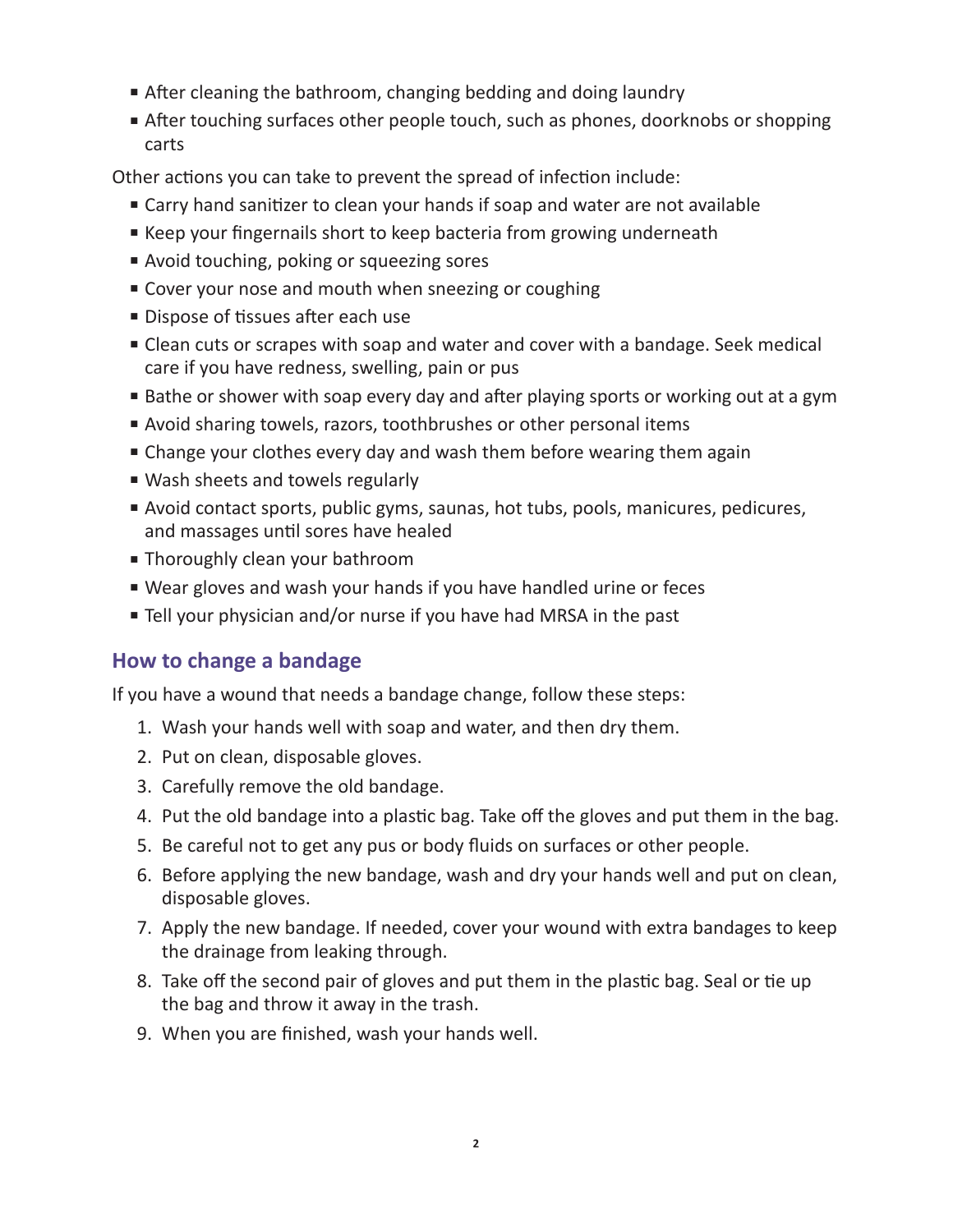- After cleaning the bathroom, changing bedding and doing laundry
- After touching surfaces other people touch, such as phones, doorknobs or shopping carts

Other actions you can take to prevent the spread of infection include:

- Carry hand sanitizer to clean your hands if soap and water are not available
- Keep your fingernails short to keep bacteria from growing underneath
- Avoid touching, poking or squeezing sores
- Cover your nose and mouth when sneezing or coughing
- Dispose of tissues after each use
- Clean cuts or scrapes with soap and water and cover with a bandage. Seek medical care if you have redness, swelling, pain or pus
- Bathe or shower with soap every day and after playing sports or working out at a gym
- Avoid sharing towels, razors, toothbrushes or other personal items
- Change your clothes every day and wash them before wearing them again
- Wash sheets and towels regularly
- Avoid contact sports, public gyms, saunas, hot tubs, pools, manicures, pedicures, and massages until sores have healed
- Thoroughly clean your bathroom
- Wear gloves and wash your hands if you have handled urine or feces
- Tell your physician and/or nurse if you have had MRSA in the past

## How to change a bandage

If you have a wound that needs a bandage change, follow these steps:

1. Wash your hands well with soap and water, and then dry them.
2. Put on clean, disposable gloves.
3. Carefully remove the old bandage.
4. Put the old bandage into a plastic bag. Take off the gloves and put them in the bag.
5. Be careful not to get any pus or body fluids on surfaces or other people.
6. Before applying the new bandage, wash and dry your hands well and put on clean, disposable gloves.
7. Apply the new bandage. If needed, cover your wound with extra bandages to keep the drainage from leaking through.
8. Take off the second pair of gloves and put them in the plastic bag. Seal or tie up the bag and throw it away in the trash.
9. When you are finished, wash your hands well.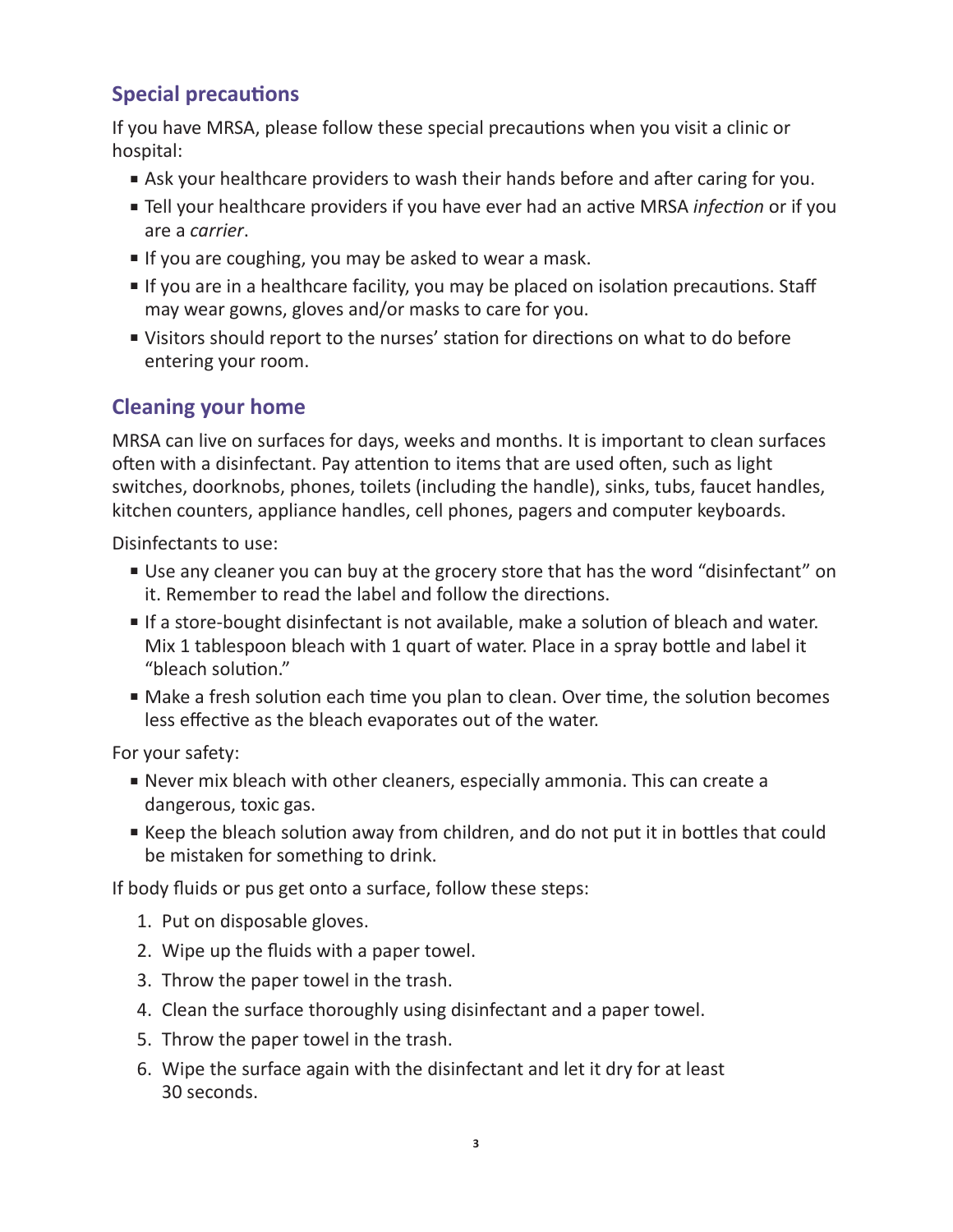## Special precautions

If you have MRSA, please follow these special precautions when you visit a clinic or hospital:

- Ask your healthcare providers to wash their hands before and after caring for you.
- Tell your healthcare providers if you have ever had an active MRSA *infection* or if you are a *carrier*.
- If you are coughing, you may be asked to wear a mask.
- If you are in a healthcare facility, you may be placed on isolation precautions. Staff may wear gowns, gloves and/or masks to care for you.
- Visitors should report to the nurses' station for directions on what to do before entering your room.

## Cleaning your home

MRSA can live on surfaces for days, weeks and months. It is important to clean surfaces often with a disinfectant. Pay attention to items that are used often, such as light switches, doorknobs, phones, toilets (including the handle), sinks, tubs, faucet handles, kitchen counters, appliance handles, cell phones, pagers and computer keyboards.

Disinfectants to use:

- Use any cleaner you can buy at the grocery store that has the word "disinfectant" on it. Remember to read the label and follow the directions.
- If a store-bought disinfectant is not available, make a solution of bleach and water. Mix 1 tablespoon bleach with 1 quart of water. Place in a spray bottle and label it "bleach solution."
- Make a fresh solution each time you plan to clean. Over time, the solution becomes less effective as the bleach evaporates out of the water.

For your safety:

- Never mix bleach with other cleaners, especially ammonia. This can create a dangerous, toxic gas.
- Keep the bleach solution away from children, and do not put it in bottles that could be mistaken for something to drink.

If body fluids or pus get onto a surface, follow these steps:

1. Put on disposable gloves.
2. Wipe up the fluids with a paper towel.
3. Throw the paper towel in the trash.
4. Clean the surface thoroughly using disinfectant and a paper towel.
5. Throw the paper towel in the trash.
6. Wipe the surface again with the disinfectant and let it dry for at least 30 seconds.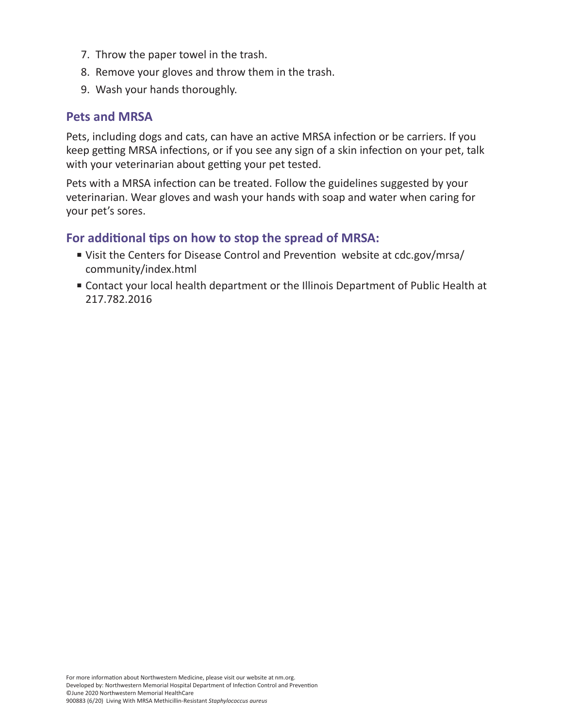7. Throw the paper towel in the trash.
8. Remove your gloves and throw them in the trash.
9. Wash your hands thoroughly.

## Pets and MRSA

Pets, including dogs and cats, can have an active MRSA infection or be carriers. If you keep getting MRSA infections, or if you see any sign of a skin infection on your pet, talk with your veterinarian about getting your pet tested.

Pets with a MRSA infection can be treated. Follow the guidelines suggested by your veterinarian. Wear gloves and wash your hands with soap and water when caring for your pet's sores.

## For additional tips on how to stop the spread of MRSA:

- Visit the Centers for Disease Control and Prevention website at cdc.gov/mrsa/community/index.html
- Contact your local health department or the Illinois Department of Public Health at 217.782.2016

For more information about Northwestern Medicine, please visit our website at nm.org.
Developed by: Northwestern Memorial Hospital Department of Infection Control and Prevention
©June 2020 Northwestern Memorial HealthCare
900883 (6/20) Living With MRSA Methicillin-Resistant *Staphylococcus aureus*